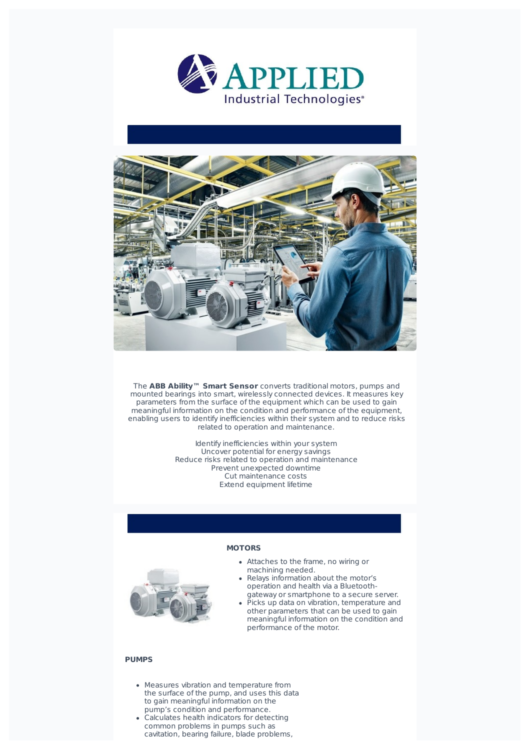The **ABB Ability™ Smart Sensor** converts traditional motors, pumps and mounted bearings into smart, wirelessly connected devices. It measures key parameters from the surface of the equipment which can be used to gain meaningful information on the condition and performance of the equipment, enabling users to identify inefficiencies within their system and to reduce risks related to operation and maintenance.

Identify inefficiencies within your system
Uncover potential for energy savings
Reduce risks related to operation and maintenance
Prevent unexpected downtime
Cut maintenance costs
Extend equipment lifetime

**MOTORS**

- Attaches to the frame, no wiring or machining needed.
- Relays information about the motor's operation and health via a Bluetooth-gateway or smartphone to a secure server.
- Picks up data on vibration, temperature and other parameters that can be used to gain meaningful information on the condition and performance of the motor.

**PUMPS**

- Measures vibration and temperature from the surface of the pump, and uses this data to gain meaningful information on the pump's condition and performance.
- Calculates health indicators for detecting common problems in pumps such as cavitation, bearing failure, blade problems,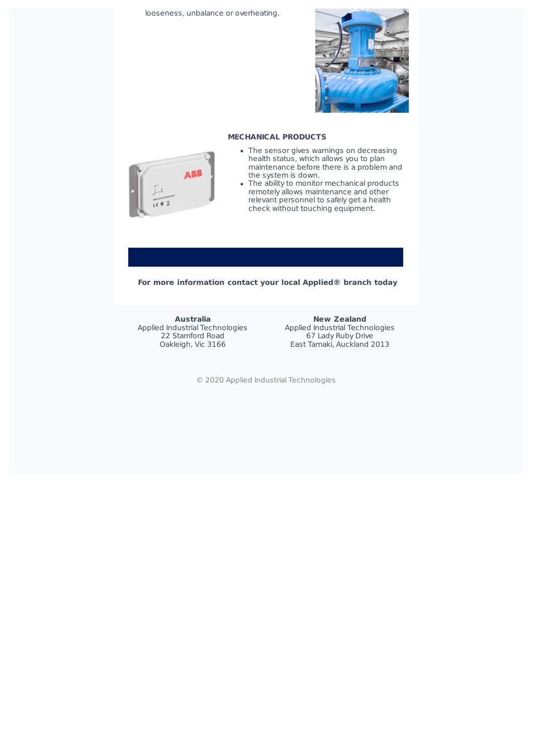looseness, unbalance or overheating.

### MECHANICAL PRODUCTS

- The sensor gives warnings on decreasing health status, which allows you to plan maintenance before there is a problem and the system is down.
- The ability to monitor mechanical products remotely allows maintenance and other relevant personnel to safely get a health check without touching equipment.

**For more information contact your local Applied® branch today**

**Australia**
Applied Industrial Technologies
22 Stamford Road
Oakleigh, Vic 3166

**New Zealand**
Applied Industrial Technologies
67 Lady Ruby Drive
East Tamaki, Auckland 2013

© 2020 Applied Industrial Technologies